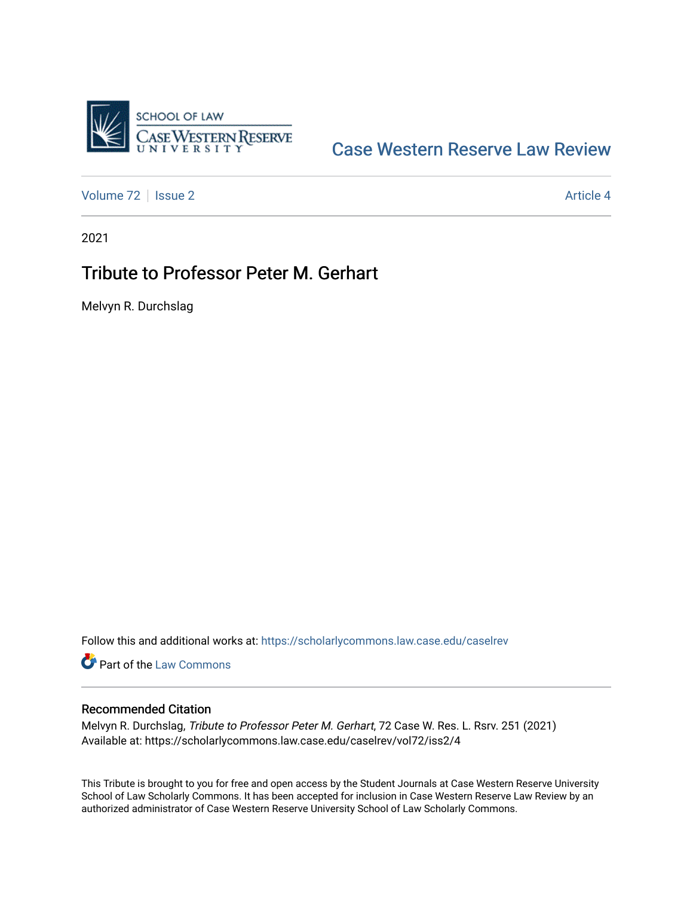Case Western Reserve Law Review

Volume 72 | Issue 2 | Article 4

2021

# Tribute to Professor Peter M. Gerhart

Melvyn R. Durchslag

Follow this and additional works at: https://scholarlycommons.law.case.edu/caselrev

Part of the Law Commons

## Recommended Citation

Melvyn R. Durchslag, *Tribute to Professor Peter M. Gerhart*, 72 Case W. Res. L. Rsrv. 251 (2021)
Available at: https://scholarlycommons.law.case.edu/caselrev/vol72/iss2/4

This Tribute is brought to you for free and open access by the Student Journals at Case Western Reserve University School of Law Scholarly Commons. It has been accepted for inclusion in Case Western Reserve Law Review by an authorized administrator of Case Western Reserve University School of Law Scholarly Commons.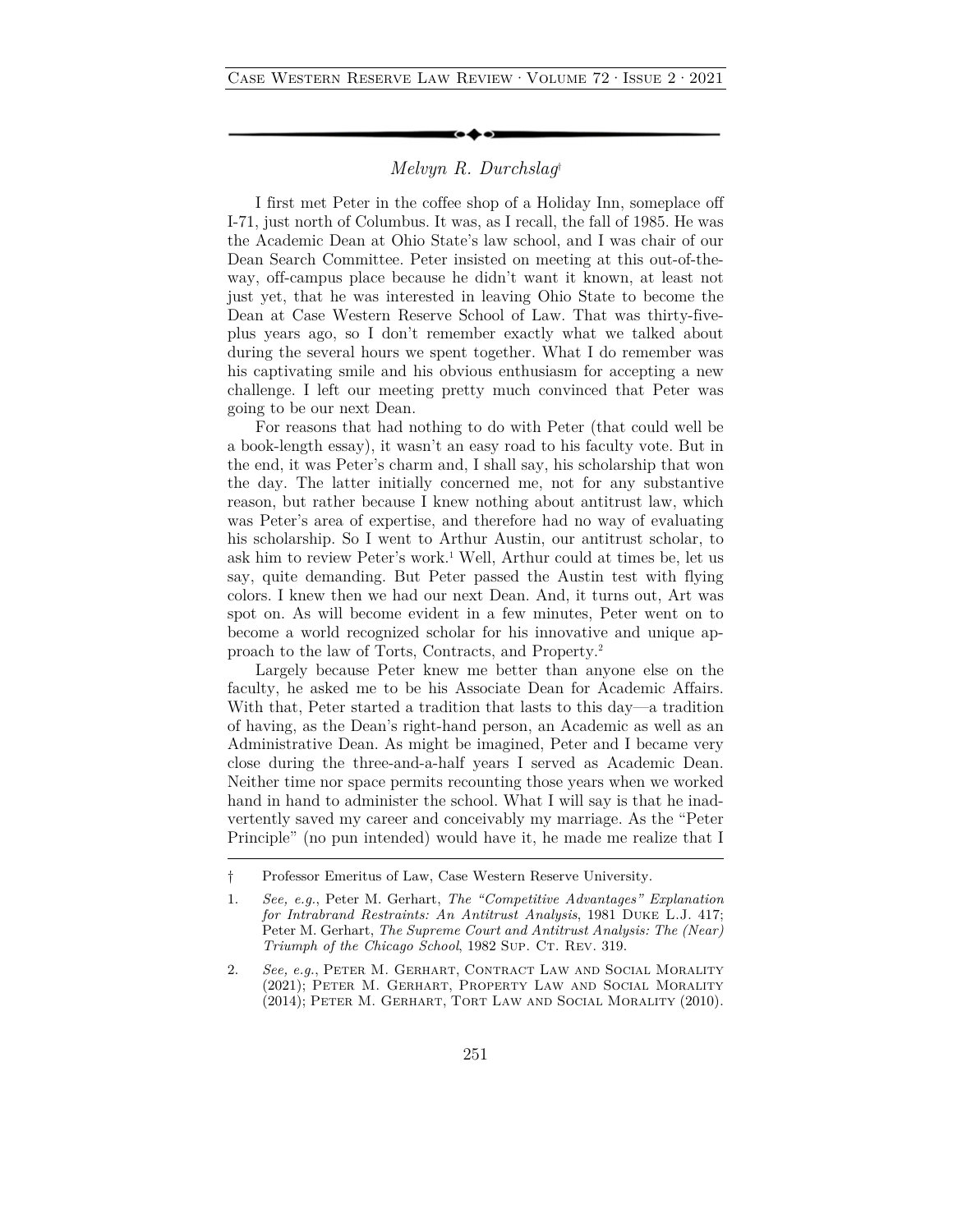*Melvyn R. Durchslag*†

I first met Peter in the coffee shop of a Holiday Inn, someplace off I-71, just north of Columbus. It was, as I recall, the fall of 1985. He was the Academic Dean at Ohio State's law school, and I was chair of our Dean Search Committee. Peter insisted on meeting at this out-of-the-way, off-campus place because he didn't want it known, at least not just yet, that he was interested in leaving Ohio State to become the Dean at Case Western Reserve School of Law. That was thirty-five-plus years ago, so I don't remember exactly what we talked about during the several hours we spent together. What I do remember was his captivating smile and his obvious enthusiasm for accepting a new challenge. I left our meeting pretty much convinced that Peter was going to be our next Dean.

For reasons that had nothing to do with Peter (that could well be a book-length essay), it wasn't an easy road to his faculty vote. But in the end, it was Peter's charm and, I shall say, his scholarship that won the day. The latter initially concerned me, not for any substantive reason, but rather because I knew nothing about antitrust law, which was Peter's area of expertise, and therefore had no way of evaluating his scholarship. So I went to Arthur Austin, our antitrust scholar, to ask him to review Peter's work.[1] Well, Arthur could at times be, let us say, quite demanding. But Peter passed the Austin test with flying colors. I knew then we had our next Dean. And, it turns out, Art was spot on. As will become evident in a few minutes, Peter went on to become a world recognized scholar for his innovative and unique approach to the law of Torts, Contracts, and Property.[2]

Largely because Peter knew me better than anyone else on the faculty, he asked me to be his Associate Dean for Academic Affairs. With that, Peter started a tradition that lasts to this day—a tradition of having, as the Dean's right-hand person, an Academic as well as an Administrative Dean. As might be imagined, Peter and I became very close during the three-and-a-half years I served as Academic Dean. Neither time nor space permits recounting those years when we worked hand in hand to administer the school. What I will say is that he inadvertently saved my career and conceivably my marriage. As the "Peter Principle" (no pun intended) would have it, he made me realize that I

---

† Professor Emeritus of Law, Case Western Reserve University.

1. *See, e.g.*, Peter M. Gerhart, *The "Competitive Advantages" Explanation for Intrabrand Restraints: An Antitrust Analysis*, 1981 Duke L.J. 417; Peter M. Gerhart, *The Supreme Court and Antitrust Analysis: The (Near) Triumph of the Chicago School*, 1982 Sup. Ct. Rev. 319.

2. *See, e.g.*, Peter M. Gerhart, Contract Law and Social Morality (2021); Peter M. Gerhart, Property Law and Social Morality (2014); Peter M. Gerhart, Tort Law and Social Morality (2010).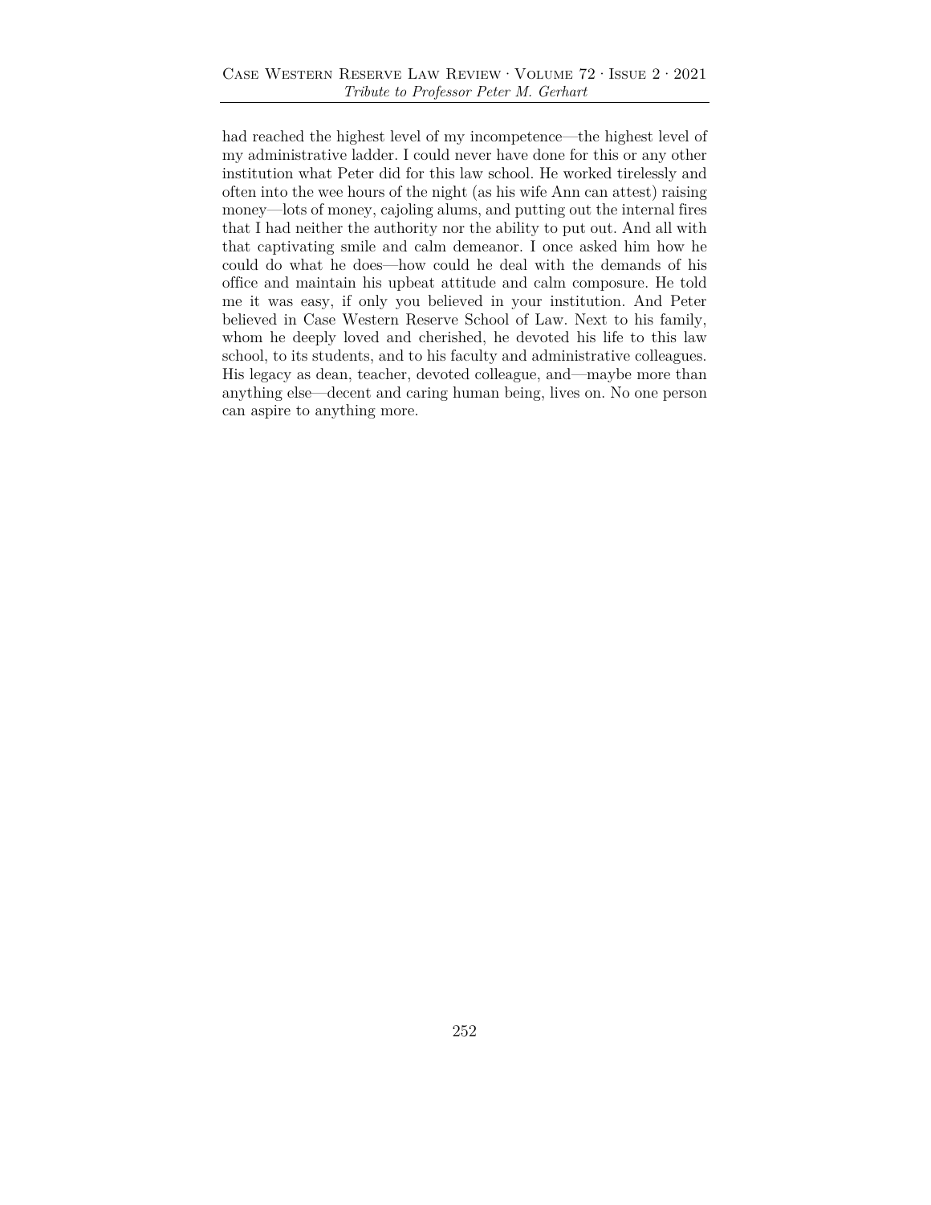had reached the highest level of my incompetence—the highest level of my administrative ladder. I could never have done for this or any other institution what Peter did for this law school. He worked tirelessly and often into the wee hours of the night (as his wife Ann can attest) raising money—lots of money, cajoling alums, and putting out the internal fires that I had neither the authority nor the ability to put out. And all with that captivating smile and calm demeanor. I once asked him how he could do what he does—how could he deal with the demands of his office and maintain his upbeat attitude and calm composure. He told me it was easy, if only you believed in your institution. And Peter believed in Case Western Reserve School of Law. Next to his family, whom he deeply loved and cherished, he devoted his life to this law school, to its students, and to his faculty and administrative colleagues. His legacy as dean, teacher, devoted colleague, and—maybe more than anything else—decent and caring human being, lives on. No one person can aspire to anything more.